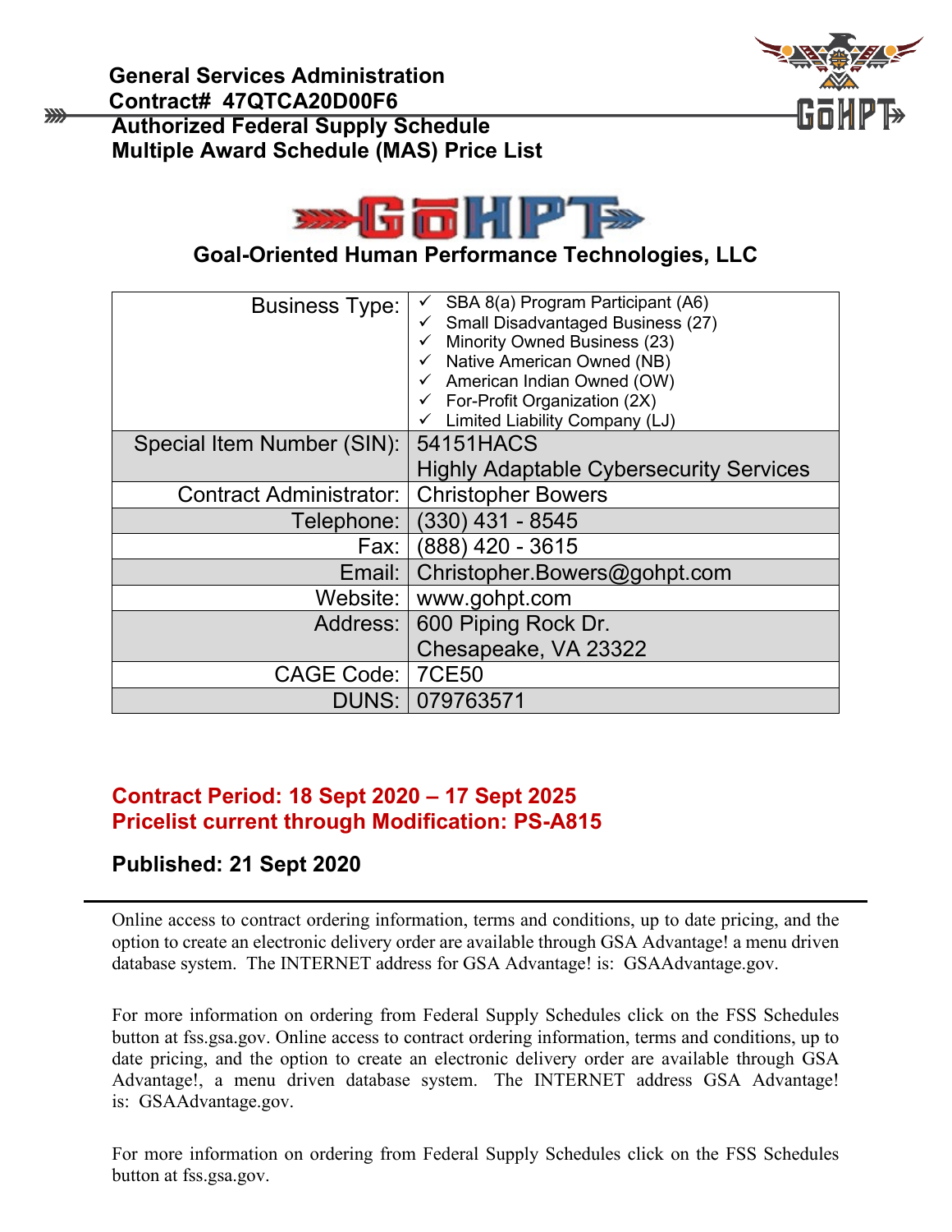# General Services Administration
# Contract# 47QTCA20D00F6
# Authorized Federal Supply Schedule
# Multiple Award Schedule (MAS) Price List

## Goal-Oriented Human Performance Technologies, LLC

| | |
|---|---|
| Business Type: | ✓ SBA 8(a) Program Participant (A6)<br>✓ Small Disadvantaged Business (27)<br>✓ Minority Owned Business (23)<br>✓ Native American Owned (NB)<br>✓ American Indian Owned (OW)<br>✓ For-Profit Organization (2X)<br>✓ Limited Liability Company (LJ) |
| Special Item Number (SIN): | 54151HACS<br>Highly Adaptable Cybersecurity Services |
| Contract Administrator: | Christopher Bowers |
| Telephone: | (330) 431 - 8545 |
| Fax: | (888) 420 - 3615 |
| Email: | Christopher.Bowers@gohpt.com |
| Website: | www.gohpt.com |
| Address: | 600 Piping Rock Dr.<br>Chesapeake, VA 23322 |
| CAGE Code: | 7CE50 |
| DUNS: | 079763571 |

**Contract Period: 18 Sept 2020 – 17 Sept 2025**
**Pricelist current through Modification: PS-A815**

**Published: 21 Sept 2020**

---

Online access to contract ordering information, terms and conditions, up to date pricing, and the option to create an electronic delivery order are available through GSA Advantage! a menu driven database system. The INTERNET address for GSA Advantage! is: GSAAdvantage.gov.

For more information on ordering from Federal Supply Schedules click on the FSS Schedules button at fss.gsa.gov. Online access to contract ordering information, terms and conditions, up to date pricing, and the option to create an electronic delivery order are available through GSA Advantage!, a menu driven database system. The INTERNET address GSA Advantage! is: GSAAdvantage.gov.

For more information on ordering from Federal Supply Schedules click on the FSS Schedules button at fss.gsa.gov.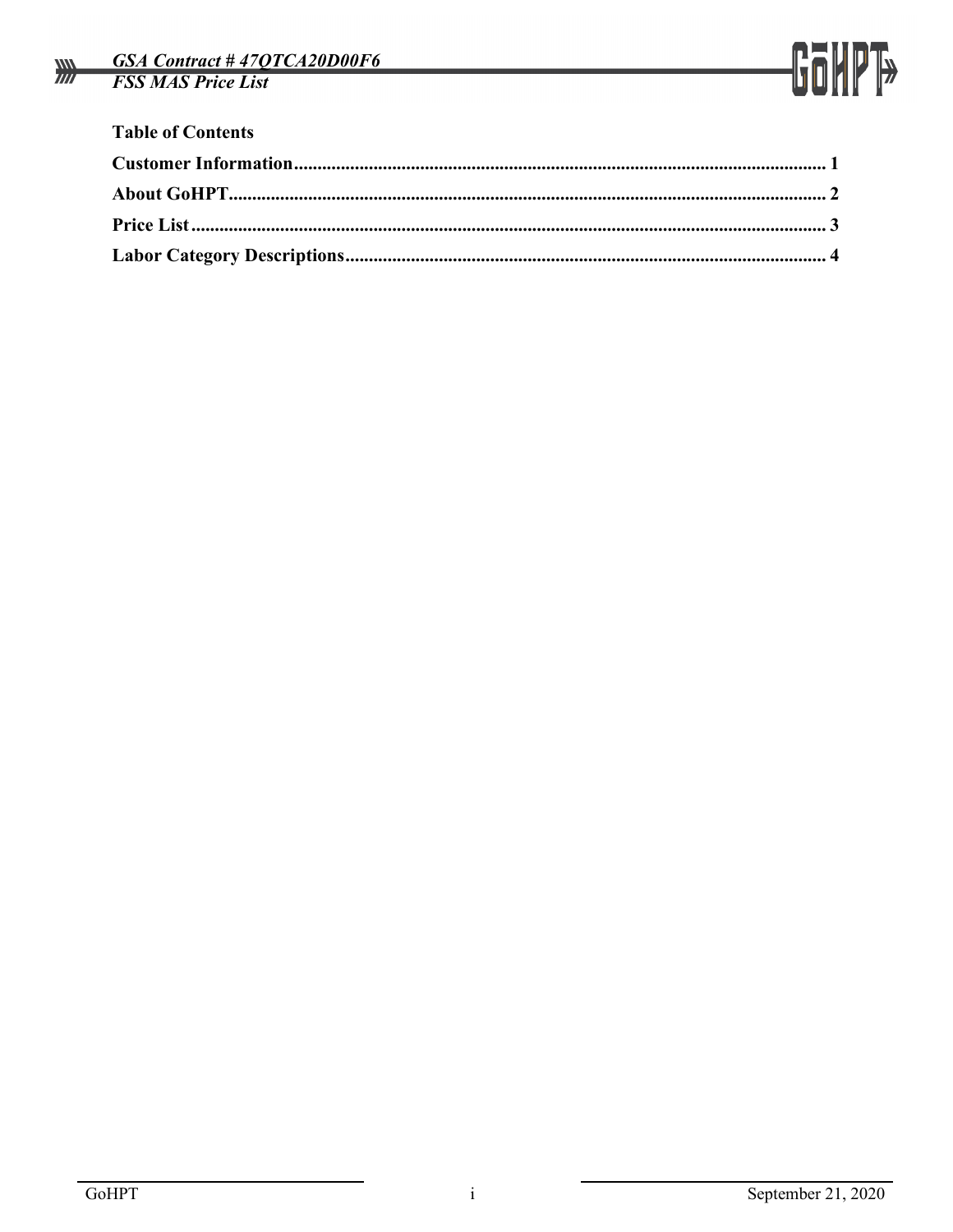**Table of Contents**

**Customer Information** ........................................................................................................ **1**

**About GoHPT** ...................................................................................................................... **2**

**Price List** ............................................................................................................................. **3**

**Labor Category Descriptions** ............................................................................................. **4**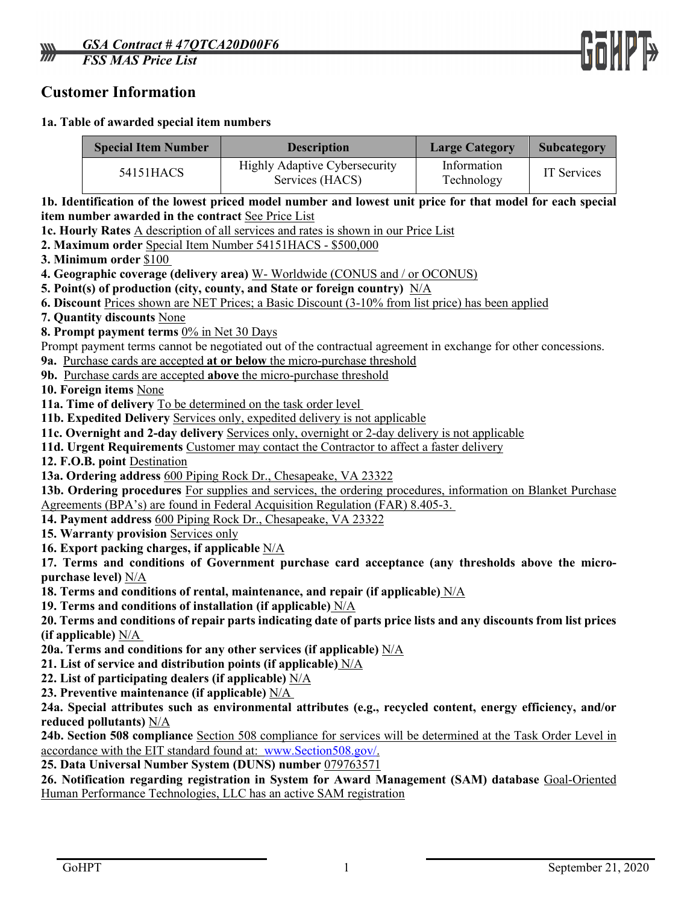## Customer Information

**1a. Table of awarded special item numbers**

| Special Item Number | Description | Large Category | Subcategory |
|---|---|---|---|
| 54151HACS | Highly Adaptive Cybersecurity Services (HACS) | Information Technology | IT Services |

**1b. Identification of the lowest priced model number and lowest unit price for that model for each special item number awarded in the contract** See Price List

**1c. Hourly Rates** A description of all services and rates is shown in our Price List

**2. Maximum order** Special Item Number 54151HACS - $500,000

**3. Minimum order** $100

**4. Geographic coverage (delivery area)** W- Worldwide (CONUS and / or OCONUS)

**5. Point(s) of production (city, county, and State or foreign country)** N/A

**6. Discount** Prices shown are NET Prices; a Basic Discount (3-10% from list price) has been applied

**7. Quantity discounts** None

**8. Prompt payment terms** 0% in Net 30 Days

Prompt payment terms cannot be negotiated out of the contractual agreement in exchange for other concessions.

**9a.** Purchase cards are accepted **at or below** the micro-purchase threshold

**9b.** Purchase cards are accepted **above** the micro-purchase threshold

**10. Foreign items** None

**11a. Time of delivery** To be determined on the task order level

**11b. Expedited Delivery** Services only, expedited delivery is not applicable

**11c. Overnight and 2-day delivery** Services only, overnight or 2-day delivery is not applicable

**11d. Urgent Requirements** Customer may contact the Contractor to affect a faster delivery

**12. F.O.B. point** Destination

**13a. Ordering address** 600 Piping Rock Dr., Chesapeake, VA 23322

**13b. Ordering procedures** For supplies and services, the ordering procedures, information on Blanket Purchase Agreements (BPA's) are found in Federal Acquisition Regulation (FAR) 8.405-3.

**14. Payment address** 600 Piping Rock Dr., Chesapeake, VA 23322

**15. Warranty provision** Services only

**16. Export packing charges, if applicable** N/A

**17. Terms and conditions of Government purchase card acceptance (any thresholds above the micro-purchase level)** N/A

**18. Terms and conditions of rental, maintenance, and repair (if applicable)** N/A

**19. Terms and conditions of installation (if applicable)** N/A

**20. Terms and conditions of repair parts indicating date of parts price lists and any discounts from list prices (if applicable)** N/A

**20a. Terms and conditions for any other services (if applicable)** N/A

**21. List of service and distribution points (if applicable)** N/A

**22. List of participating dealers (if applicable)** N/A

**23. Preventive maintenance (if applicable)** N/A

**24a. Special attributes such as environmental attributes (e.g., recycled content, energy efficiency, and/or reduced pollutants)** N/A

**24b. Section 508 compliance** Section 508 compliance for services will be determined at the Task Order Level in accordance with the EIT standard found at: www.Section508.gov/.

**25. Data Universal Number System (DUNS) number** 079763571

**26. Notification regarding registration in System for Award Management (SAM) database** Goal-Oriented Human Performance Technologies, LLC has an active SAM registration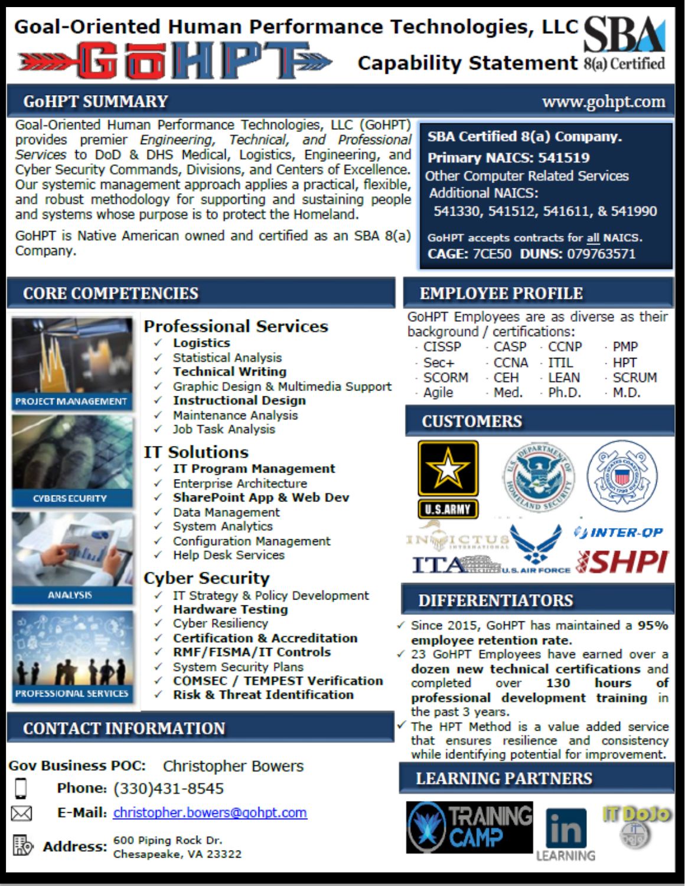# Goal-Oriented Human Performance Technologies, LLC

# GoHPT

**SBA 8(a) Certified**

## Capability Statement

## GoHPT SUMMARY

www.gohpt.com

Goal-Oriented Human Performance Technologies, LLC (GoHPT) provides premier *Engineering, Technical, and Professional Services* to DoD & DHS Medical, Logistics, Engineering, and Cyber Security Commands, Divisions, and Centers of Excellence. Our systemic management approach applies a practical, flexible, and robust methodology for supporting and sustaining people and systems whose purpose is to protect the Homeland.

GoHPT is Native American owned and certified as an SBA 8(a) Company.

**SBA Certified 8(a) Company.**

**Primary NAICS: 541519**

Other Computer Related Services

Additional NAICS:

541330, 541512, 541611, & 541990

GoHPT accepts contracts for all NAICS.

**CAGE:** 7CE50 **DUNS:** 079763571

## CORE COMPETENCIES

PROJECT MANAGEMENT

CYBERSECURITY

ANALYSIS

PROFESSIONAL SERVICES

### Professional Services

- ✓ **Logistics**
- ✓ Statistical Analysis
- ✓ **Technical Writing**
- ✓ Graphic Design & Multimedia Support
- ✓ **Instructional Design**
- ✓ Maintenance Analysis
- ✓ Job Task Analysis

### IT Solutions

- ✓ **IT Program Management**
- ✓ Enterprise Architecture
- ✓ **SharePoint App & Web Dev**
- ✓ Data Management
- ✓ System Analytics
- ✓ Configuration Management
- ✓ Help Desk Services

### Cyber Security

- ✓ IT Strategy & Policy Development
- ✓ **Hardware Testing**
- ✓ Cyber Resiliency
- ✓ **Certification & Accreditation**
- ✓ **RMF/FISMA/IT Controls**
- ✓ System Security Plans
- ✓ **COMSEC / TEMPEST Verification**
- ✓ **Risk & Threat Identification**

## EMPLOYEE PROFILE

GoHPT Employees are as diverse as their background / certifications:

| | | | |
|---|---|---|---|
| CISSP | CASP | CCNP | PMP |
| Sec+ | CCNA | ITIL | HPT |
| SCORM | CEH | LEAN | SCRUM |
| Agile | Med. | Ph.D. | M.D. |

## CUSTOMERS

U.S. ARMY, U.S. Department of Homeland Security, United States Coast Guard, INVICTUS International, U.S. Air Force, INTER-OP, ITA, SHPI

## DIFFERENTIATORS

- ✓ Since 2015, GoHPT has maintained a **95% employee retention rate.**
- ✓ 23 GoHPT Employees have earned over a **dozen new technical certifications** and completed over **130 hours of professional development training** in the past 3 years.
- ✓ The HPT Method is a value added service that ensures resilience and consistency while identifying potential for improvement.

## CONTACT INFORMATION

**Gov Business POC:** Christopher Bowers

**Phone:** (330)431-8545

**E-Mail:** christopher.bowers@gohpt.com

**Address:** 600 Piping Rock Dr.
Chesapeake, VA 23322

## LEARNING PARTNERS

TRAINING CAMP, LinkedIn LEARNING, IT DoJo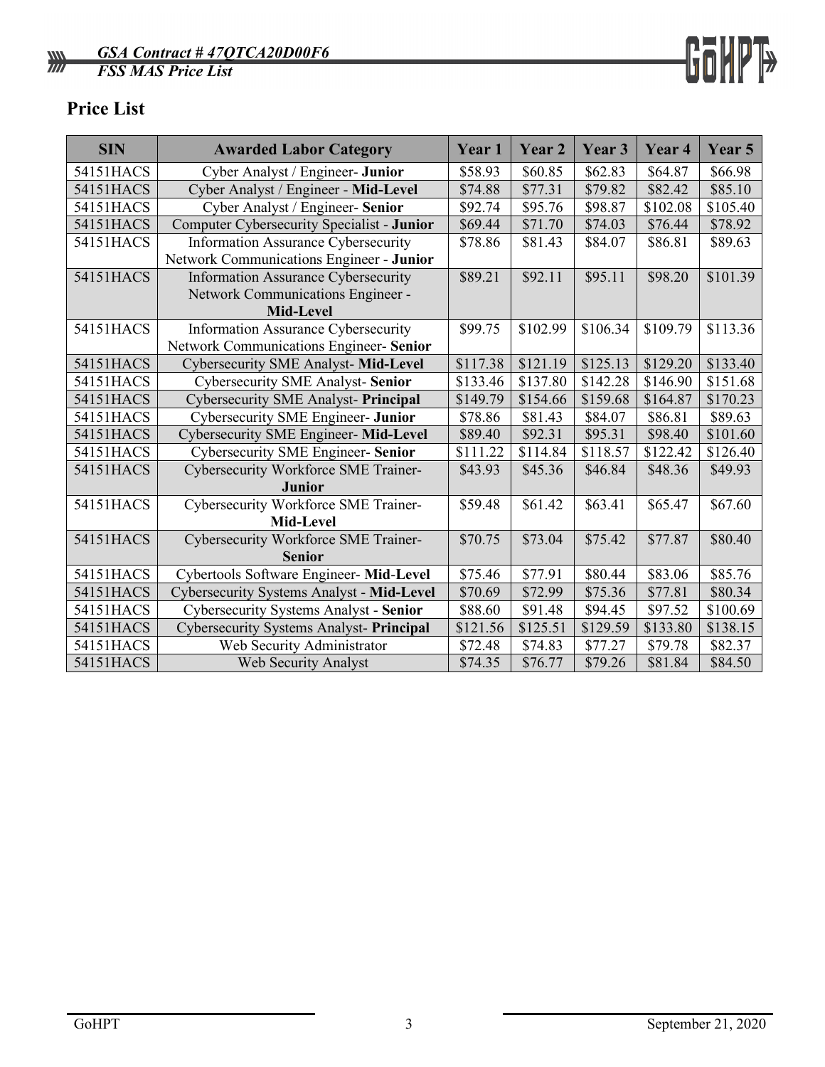## Price List

| SIN | Awarded Labor Category | Year 1 | Year 2 | Year 3 | Year 4 | Year 5 |
|---|---|---|---|---|---|---|
| 54151HACS | Cyber Analyst / Engineer- **Junior** | $58.93 | $60.85 | $62.83 | $64.87 | $66.98 |
| 54151HACS | Cyber Analyst / Engineer - **Mid-Level** | $74.88 | $77.31 | $79.82 | $82.42 | $85.10 |
| 54151HACS | Cyber Analyst / Engineer- **Senior** | $92.74 | $95.76 | $98.87 | $102.08 | $105.40 |
| 54151HACS | Computer Cybersecurity Specialist - **Junior** | $69.44 | $71.70 | $74.03 | $76.44 | $78.92 |
| 54151HACS | Information Assurance Cybersecurity Network Communications Engineer - **Junior** | $78.86 | $81.43 | $84.07 | $86.81 | $89.63 |
| 54151HACS | Information Assurance Cybersecurity Network Communications Engineer - **Mid-Level** | $89.21 | $92.11 | $95.11 | $98.20 | $101.39 |
| 54151HACS | Information Assurance Cybersecurity Network Communications Engineer- **Senior** | $99.75 | $102.99 | $106.34 | $109.79 | $113.36 |
| 54151HACS | Cybersecurity SME Analyst- **Mid-Level** | $117.38 | $121.19 | $125.13 | $129.20 | $133.40 |
| 54151HACS | Cybersecurity SME Analyst- **Senior** | $133.46 | $137.80 | $142.28 | $146.90 | $151.68 |
| 54151HACS | Cybersecurity SME Analyst- **Principal** | $149.79 | $154.66 | $159.68 | $164.87 | $170.23 |
| 54151HACS | Cybersecurity SME Engineer- **Junior** | $78.86 | $81.43 | $84.07 | $86.81 | $89.63 |
| 54151HACS | Cybersecurity SME Engineer- **Mid-Level** | $89.40 | $92.31 | $95.31 | $98.40 | $101.60 |
| 54151HACS | Cybersecurity SME Engineer- **Senior** | $111.22 | $114.84 | $118.57 | $122.42 | $126.40 |
| 54151HACS | Cybersecurity Workforce SME Trainer- **Junior** | $43.93 | $45.36 | $46.84 | $48.36 | $49.93 |
| 54151HACS | Cybersecurity Workforce SME Trainer- **Mid-Level** | $59.48 | $61.42 | $63.41 | $65.47 | $67.60 |
| 54151HACS | Cybersecurity Workforce SME Trainer- **Senior** | $70.75 | $73.04 | $75.42 | $77.87 | $80.40 |
| 54151HACS | Cybertools Software Engineer- **Mid-Level** | $75.46 | $77.91 | $80.44 | $83.06 | $85.76 |
| 54151HACS | Cybersecurity Systems Analyst - **Mid-Level** | $70.69 | $72.99 | $75.36 | $77.81 | $80.34 |
| 54151HACS | Cybersecurity Systems Analyst - **Senior** | $88.60 | $91.48 | $94.45 | $97.52 | $100.69 |
| 54151HACS | Cybersecurity Systems Analyst- **Principal** | $121.56 | $125.51 | $129.59 | $133.80 | $138.15 |
| 54151HACS | Web Security Administrator | $72.48 | $74.83 | $77.27 | $79.78 | $82.37 |
| 54151HACS | Web Security Analyst | $74.35 | $76.77 | $79.26 | $81.84 | $84.50 |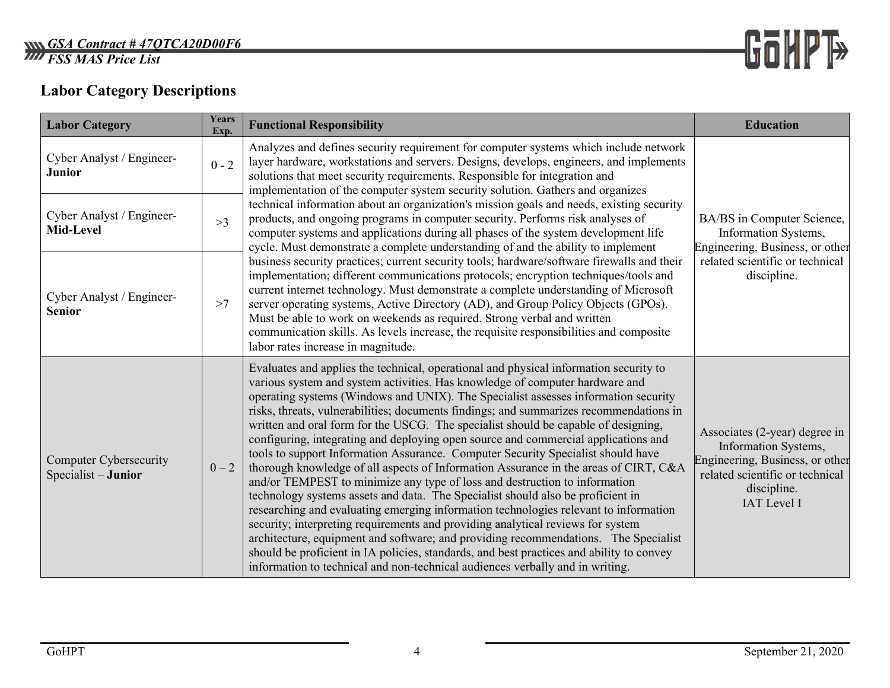## Labor Category Descriptions

| Labor Category | Years Exp. | Functional Responsibility | Education |
|---|---|---|---|
| Cyber Analyst / Engineer- **Junior** | 0 - 2 | Analyzes and defines security requirement for computer systems which include network layer hardware, workstations and servers. Designs, develops, engineers, and implements solutions that meet security requirements. Responsible for integration and implementation of the computer system security solution. Gathers and organizes technical information about an organization's mission goals and needs, existing security products, and ongoing programs in computer security. Performs risk analyses of computer systems and applications during all phases of the system development life cycle. Must demonstrate a complete understanding of and the ability to implement business security practices; current security tools; hardware/software firewalls and their implementation; different communications protocols; encryption techniques/tools and current internet technology. Must demonstrate a complete understanding of Microsoft server operating systems, Active Directory (AD), and Group Policy Objects (GPOs). Must be able to work on weekends as required. Strong verbal and written communication skills. As levels increase, the requisite responsibilities and composite labor rates increase in magnitude. | BA/BS in Computer Science, Information Systems, Engineering, Business, or other related scientific or technical discipline. |
| Cyber Analyst / Engineer- **Mid-Level** | >3 | | |
| Cyber Analyst / Engineer- **Senior** | >7 | | |
| Computer Cybersecurity Specialist – **Junior** | 0 – 2 | Evaluates and applies the technical, operational and physical information security to various system and system activities. Has knowledge of computer hardware and operating systems (Windows and UNIX). The Specialist assesses information security risks, threats, vulnerabilities; documents findings; and summarizes recommendations in written and oral form for the USCG. The specialist should be capable of designing, configuring, integrating and deploying open source and commercial applications and tools to support Information Assurance. Computer Security Specialist should have thorough knowledge of all aspects of Information Assurance in the areas of CIRT, C&A and/or TEMPEST to minimize any type of loss and destruction to information technology systems assets and data. The Specialist should also be proficient in researching and evaluating emerging information technologies relevant to information security; interpreting requirements and providing analytical reviews for system architecture, equipment and software; and providing recommendations. The Specialist should be proficient in IA policies, standards, and best practices and ability to convey information to technical and non-technical audiences verbally and in writing. | Associates (2-year) degree in Information Systems, Engineering, Business, or other related scientific or technical discipline. IAT Level I |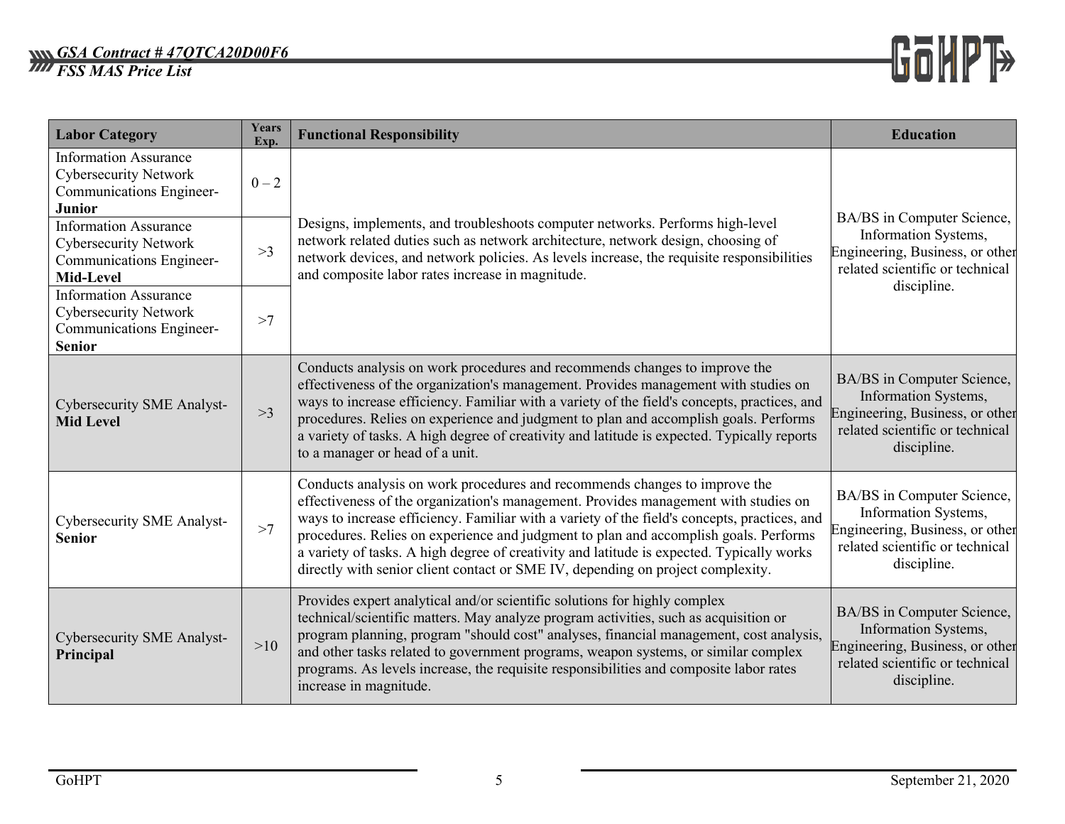| Labor Category | Years Exp. | Functional Responsibility | Education |
|---|---|---|---|
| Information Assurance Cybersecurity Network Communications Engineer- **Junior** | 0 – 2 | Designs, implements, and troubleshoots computer networks. Performs high-level network related duties such as network architecture, network design, choosing of network devices, and network policies. As levels increase, the requisite responsibilities and composite labor rates increase in magnitude. | BA/BS in Computer Science, Information Systems, Engineering, Business, or other related scientific or technical discipline. |
| Information Assurance Cybersecurity Network Communications Engineer- **Mid-Level** | >3 | | |
| Information Assurance Cybersecurity Network Communications Engineer- **Senior** | >7 | | |
| Cybersecurity SME Analyst- **Mid Level** | >3 | Conducts analysis on work procedures and recommends changes to improve the effectiveness of the organization's management. Provides management with studies on ways to increase efficiency. Familiar with a variety of the field's concepts, practices, and procedures. Relies on experience and judgment to plan and accomplish goals. Performs a variety of tasks. A high degree of creativity and latitude is expected. Typically reports to a manager or head of a unit. | BA/BS in Computer Science, Information Systems, Engineering, Business, or other related scientific or technical discipline. |
| Cybersecurity SME Analyst- **Senior** | >7 | Conducts analysis on work procedures and recommends changes to improve the effectiveness of the organization's management. Provides management with studies on ways to increase efficiency. Familiar with a variety of the field's concepts, practices, and procedures. Relies on experience and judgment to plan and accomplish goals. Performs a variety of tasks. A high degree of creativity and latitude is expected. Typically works directly with senior client contact or SME IV, depending on project complexity. | BA/BS in Computer Science, Information Systems, Engineering, Business, or other related scientific or technical discipline. |
| Cybersecurity SME Analyst- **Principal** | >10 | Provides expert analytical and/or scientific solutions for highly complex technical/scientific matters. May analyze program activities, such as acquisition or program planning, program "should cost" analyses, financial management, cost analysis, and other tasks related to government programs, weapon systems, or similar complex programs. As levels increase, the requisite responsibilities and composite labor rates increase in magnitude. | BA/BS in Computer Science, Information Systems, Engineering, Business, or other related scientific or technical discipline. |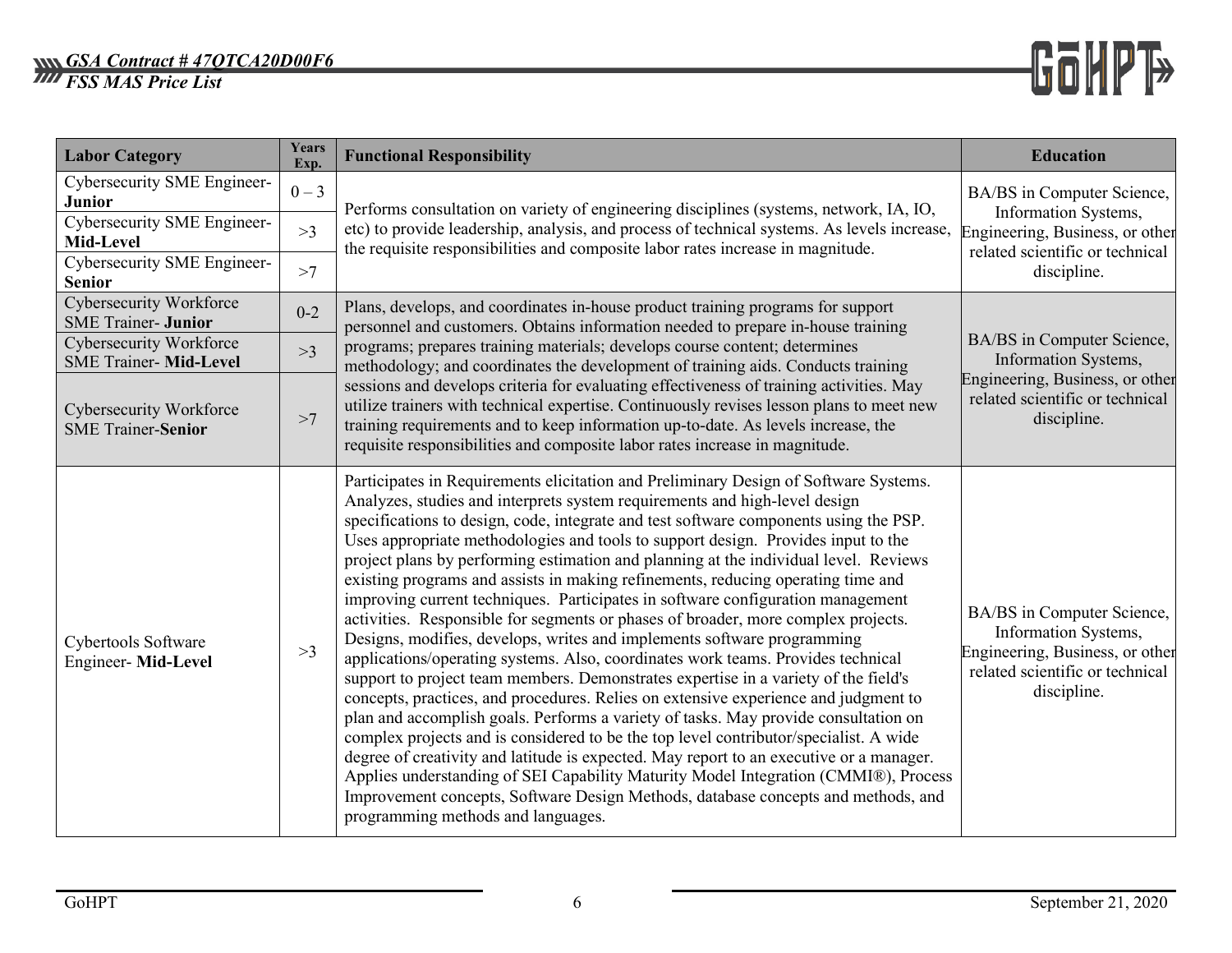| Labor Category | Years Exp. | Functional Responsibility | Education |
|---|---|---|---|
| Cybersecurity SME Engineer- **Junior** | 0 – 3 | Performs consultation on variety of engineering disciplines (systems, network, IA, IO, etc) to provide leadership, analysis, and process of technical systems. As levels increase, the requisite responsibilities and composite labor rates increase in magnitude. | BA/BS in Computer Science, Information Systems, Engineering, Business, or other related scientific or technical discipline. |
| Cybersecurity SME Engineer- **Mid-Level** | >3 | | |
| Cybersecurity SME Engineer- **Senior** | >7 | | |
| Cybersecurity Workforce SME Trainer- **Junior** | 0-2 | Plans, develops, and coordinates in-house product training programs for support personnel and customers. Obtains information needed to prepare in-house training programs; prepares training materials; develops course content; determines methodology; and coordinates the development of training aids. Conducts training sessions and develops criteria for evaluating effectiveness of training activities. May utilize trainers with technical expertise. Continuously revises lesson plans to meet new training requirements and to keep information up-to-date. As levels increase, the requisite responsibilities and composite labor rates increase in magnitude. | BA/BS in Computer Science, Information Systems, Engineering, Business, or other related scientific or technical discipline. |
| Cybersecurity Workforce SME Trainer- **Mid-Level** | >3 | | |
| Cybersecurity Workforce SME Trainer-**Senior** | >7 | | |
| Cybertools Software Engineer- **Mid-Level** | >3 | Participates in Requirements elicitation and Preliminary Design of Software Systems. Analyzes, studies and interprets system requirements and high-level design specifications to design, code, integrate and test software components using the PSP. Uses appropriate methodologies and tools to support design. Provides input to the project plans by performing estimation and planning at the individual level. Reviews existing programs and assists in making refinements, reducing operating time and improving current techniques. Participates in software configuration management activities. Responsible for segments or phases of broader, more complex projects. Designs, modifies, develops, writes and implements software programming applications/operating systems. Also, coordinates work teams. Provides technical support to project team members. Demonstrates expertise in a variety of the field's concepts, practices, and procedures. Relies on extensive experience and judgment to plan and accomplish goals. Performs a variety of tasks. May provide consultation on complex projects and is considered to be the top level contributor/specialist. A wide degree of creativity and latitude is expected. May report to an executive or a manager. Applies understanding of SEI Capability Maturity Model Integration (CMMI®), Process Improvement concepts, Software Design Methods, database concepts and methods, and programming methods and languages. | BA/BS in Computer Science, Information Systems, Engineering, Business, or other related scientific or technical discipline. |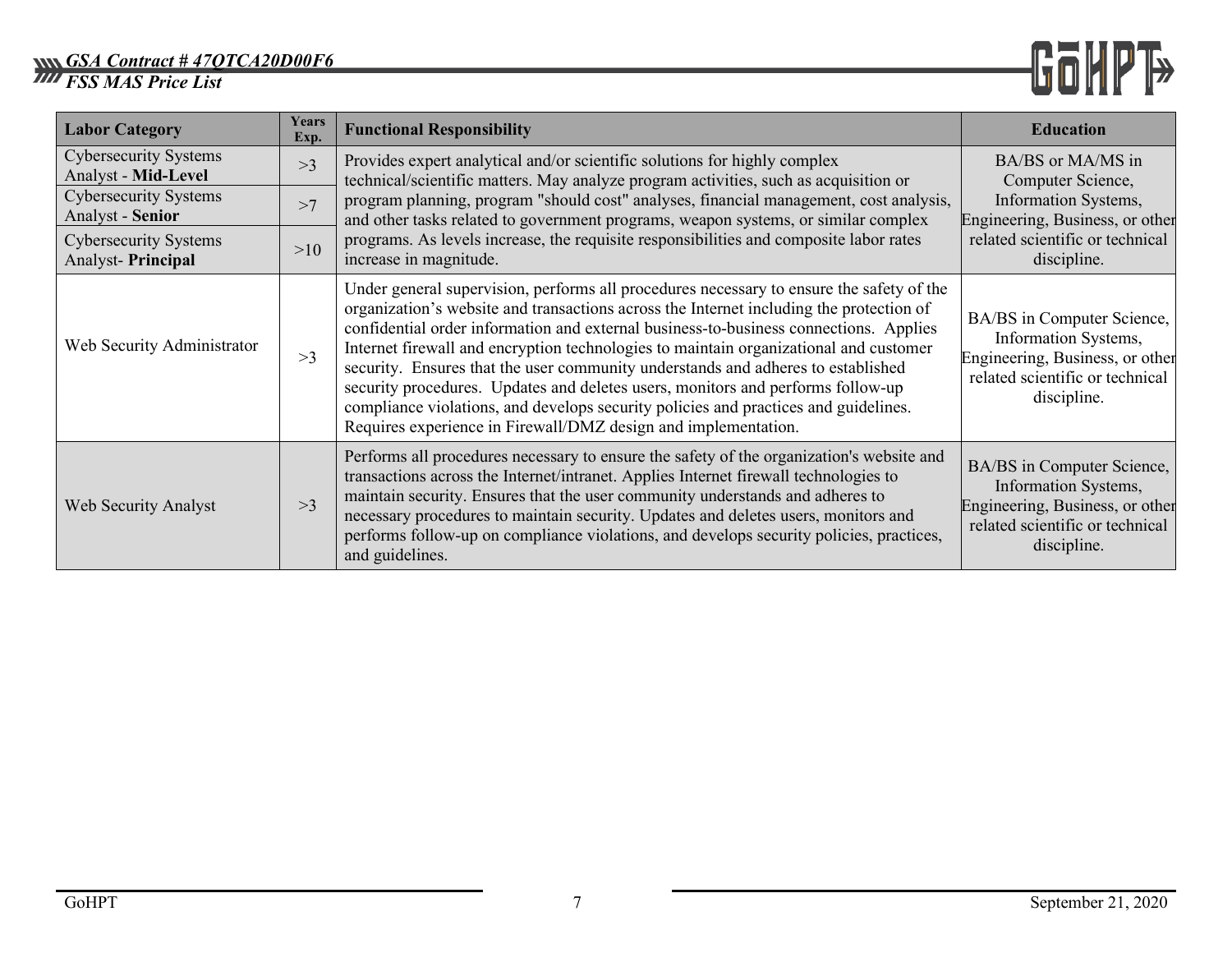| Labor Category | Years Exp. | Functional Responsibility | Education |
|---|---|---|---|
| Cybersecurity Systems Analyst - **Mid-Level** | >3 | Provides expert analytical and/or scientific solutions for highly complex technical/scientific matters. May analyze program activities, such as acquisition or program planning, program "should cost" analyses, financial management, cost analysis, and other tasks related to government programs, weapon systems, or similar complex programs. As levels increase, the requisite responsibilities and composite labor rates increase in magnitude. | BA/BS or MA/MS in Computer Science, Information Systems, Engineering, Business, or other related scientific or technical discipline. |
| Cybersecurity Systems Analyst - **Senior** | >7 | | |
| Cybersecurity Systems Analyst- **Principal** | >10 | | |
| Web Security Administrator | >3 | Under general supervision, performs all procedures necessary to ensure the safety of the organization's website and transactions across the Internet including the protection of confidential order information and external business-to-business connections. Applies Internet firewall and encryption technologies to maintain organizational and customer security. Ensures that the user community understands and adheres to established security procedures. Updates and deletes users, monitors and performs follow-up compliance violations, and develops security policies and practices and guidelines. Requires experience in Firewall/DMZ design and implementation. | BA/BS in Computer Science, Information Systems, Engineering, Business, or other related scientific or technical discipline. |
| Web Security Analyst | >3 | Performs all procedures necessary to ensure the safety of the organization's website and transactions across the Internet/intranet. Applies Internet firewall technologies to maintain security. Ensures that the user community understands and adheres to necessary procedures to maintain security. Updates and deletes users, monitors and performs follow-up on compliance violations, and develops security policies, practices, and guidelines. | BA/BS in Computer Science, Information Systems, Engineering, Business, or other related scientific or technical discipline. |